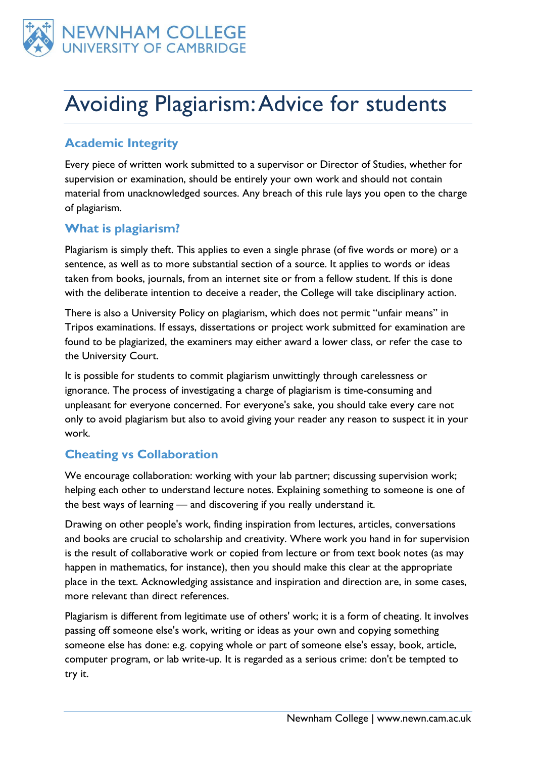NEWNHAM COLLEGE
UNIVERSITY OF CAMBRIDGE

# Avoiding Plagiarism: Advice for students

## Academic Integrity

Every piece of written work submitted to a supervisor or Director of Studies, whether for supervision or examination, should be entirely your own work and should not contain material from unacknowledged sources. Any breach of this rule lays you open to the charge of plagiarism.

## What is plagiarism?

Plagiarism is simply theft. This applies to even a single phrase (of five words or more) or a sentence, as well as to more substantial section of a source. It applies to words or ideas taken from books, journals, from an internet site or from a fellow student. If this is done with the deliberate intention to deceive a reader, the College will take disciplinary action.

There is also a University Policy on plagiarism, which does not permit "unfair means" in Tripos examinations. If essays, dissertations or project work submitted for examination are found to be plagiarized, the examiners may either award a lower class, or refer the case to the University Court.

It is possible for students to commit plagiarism unwittingly through carelessness or ignorance. The process of investigating a charge of plagiarism is time-consuming and unpleasant for everyone concerned. For everyone's sake, you should take every care not only to avoid plagiarism but also to avoid giving your reader any reason to suspect it in your work.

## Cheating vs Collaboration

We encourage collaboration: working with your lab partner; discussing supervision work; helping each other to understand lecture notes. Explaining something to someone is one of the best ways of learning — and discovering if you really understand it.

Drawing on other people's work, finding inspiration from lectures, articles, conversations and books are crucial to scholarship and creativity. Where work you hand in for supervision is the result of collaborative work or copied from lecture or from text book notes (as may happen in mathematics, for instance), then you should make this clear at the appropriate place in the text. Acknowledging assistance and inspiration and direction are, in some cases, more relevant than direct references.

Plagiarism is different from legitimate use of others' work; it is a form of cheating. It involves passing off someone else's work, writing or ideas as your own and copying something someone else has done: e.g. copying whole or part of someone else's essay, book, article, computer program, or lab write-up. It is regarded as a serious crime: don't be tempted to try it.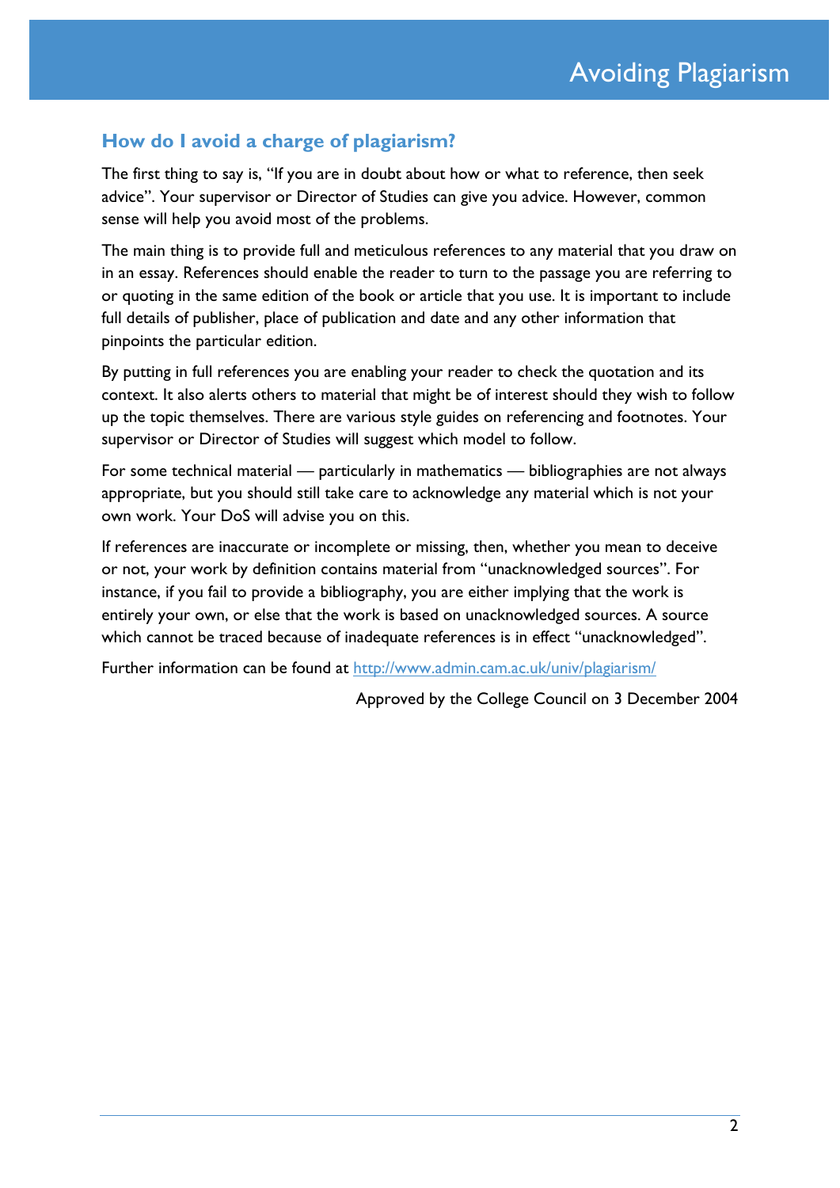## How do I avoid a charge of plagiarism?

The first thing to say is, "If you are in doubt about how or what to reference, then seek advice". Your supervisor or Director of Studies can give you advice. However, common sense will help you avoid most of the problems.

The main thing is to provide full and meticulous references to any material that you draw on in an essay. References should enable the reader to turn to the passage you are referring to or quoting in the same edition of the book or article that you use. It is important to include full details of publisher, place of publication and date and any other information that pinpoints the particular edition.

By putting in full references you are enabling your reader to check the quotation and its context. It also alerts others to material that might be of interest should they wish to follow up the topic themselves. There are various style guides on referencing and footnotes. Your supervisor or Director of Studies will suggest which model to follow.

For some technical material — particularly in mathematics — bibliographies are not always appropriate, but you should still take care to acknowledge any material which is not your own work. Your DoS will advise you on this.

If references are inaccurate or incomplete or missing, then, whether you mean to deceive or not, your work by definition contains material from "unacknowledged sources". For instance, if you fail to provide a bibliography, you are either implying that the work is entirely your own, or else that the work is based on unacknowledged sources. A source which cannot be traced because of inadequate references is in effect "unacknowledged".

Further information can be found at [http://www.admin.cam.ac.uk/univ/plagiarism/](http://www.admin.cam.ac.uk/univ/plagiarism/)

Approved by the College Council on 3 December 2004